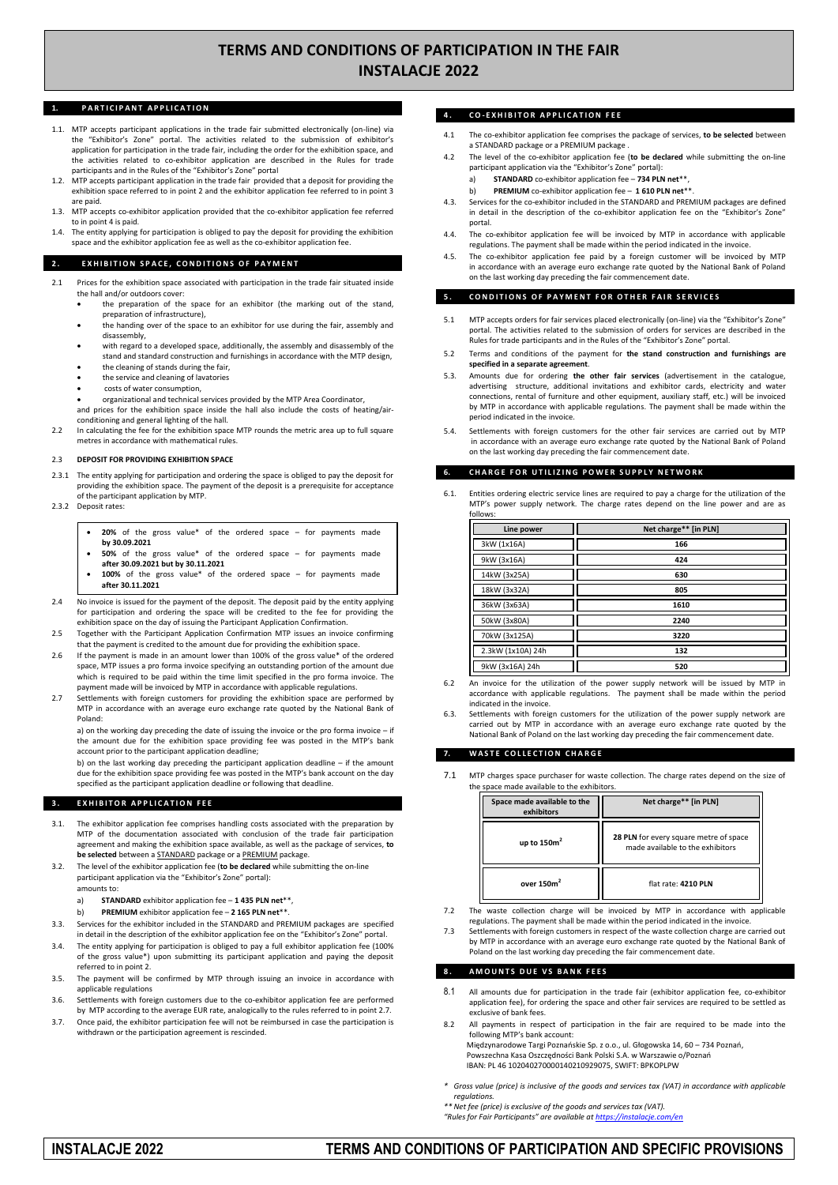# TERMS AND CONDITIONS OF PARTICIPATION IN THE FAIR INSTALACJE 2022

## 1. PARTICIPANT APPLICATION

1.1. MTP accepts participant applications in the trade fair submitted electronically (on-line) via the "Exhibitor's Zone" portal. The activities related to the submission of exhibitor's application for participation in the trade fair, including the order for the exhibition space, and the activities related to co-exhibitor application are described in the Rules for trade participants and in the Rules of the "Exhibitor's Zone" portal

1.2. MTP accepts participant application in the trade fair provided that a deposit for providing the exhibition space referred to in point 2 and the exhibitor application fee referred to in point 3 are paid.

1.3. MTP accepts co-exhibitor application provided that the co-exhibitor application fee referred to in point 4 is paid.

1.4. The entity applying for participation is obliged to pay the deposit for providing the exhibition space and the exhibitor application fee as well as the co-exhibitor application fee.

## 2. EXHIBITION SPACE, CONDITIONS OF PAYMENT

2.1 Prices for the exhibition space associated with participation in the trade fair situated inside the hall and/or outdoors cover:

- the preparation of the space for an exhibitor (the marking out of the stand, preparation of infrastructure),
- the handing over of the space to an exhibitor for use during the fair, assembly and disassembly,
- with regard to a developed space, additionally, the assembly and disassembly of the stand and standard construction and furnishings in accordance with the MTP design,
- the cleaning of stands during the fair,
- the service and cleaning of lavatories
- costs of water consumption,
- organizational and technical services provided by the MTP Area Coordinator,

and prices for the exhibition space inside the hall also include the costs of heating/air-conditioning and general lighting of the hall.

2.2 In calculating the fee for the exhibition space MTP rounds the metric area up to full square metres in accordance with mathematical rules.

2.3 **DEPOSIT FOR PROVIDING EXHIBITION SPACE**

2.3.1 The entity applying for participation and ordering the space is obliged to pay the deposit for providing the exhibition space. The payment of the deposit is a prerequisite for acceptance of the participant application by MTP.

2.3.2 Deposit rates:

- **20%** of the gross value* of the ordered space – for payments made **by 30.09.2021**
- **50%** of the gross value* of the ordered space – for payments made **after 30.09.2021 but by 30.11.2021**
- **100%** of the gross value* of the ordered space – for payments made **after 30.11.2021**

2.4 No invoice is issued for the payment of the deposit. The deposit paid by the entity applying for participation and ordering the space will be credited to the fee for providing the exhibition space on the day of issuing the Participant Application Confirmation.

2.5 Together with the Participant Application Confirmation MTP issues an invoice confirming that the payment is credited to the amount due for providing the exhibition space.

2.6 If the payment is made in an amount lower than 100% of the gross value* of the ordered space, MTP issues a pro forma invoice specifying an outstanding portion of the amount due which is required to be paid within the time limit specified in the pro forma invoice. The payment made will be invoiced by MTP in accordance with applicable regulations.

2.7 Settlements with foreign customers for providing the exhibition space are performed by MTP in accordance with an average euro exchange rate quoted by the National Bank of Poland:

a) on the working day preceding the date of issuing the invoice or the pro forma invoice – if the amount due for the exhibition space providing fee was posted in the MTP's bank account prior to the participant application deadline;

b) on the last working day preceding the participant application deadline – if the amount due for the exhibition space providing fee was posted in the MTP's bank account on the day specified as the participant application deadline or following that deadline.

## 3. EXHIBITOR APPLICATION FEE

3.1. The exhibitor application fee comprises handling costs associated with the preparation by MTP of the documentation associated with conclusion of the trade fair participation agreement and making the exhibition space available, as well as the package of services, **to be selected** between a STANDARD package or a PREMIUM package.

3.2. The level of the exhibitor application fee (**to be declared** while submitting the on-line participant application via the "Exhibitor's Zone" portal): amounts to:

a) **STANDARD** exhibitor application fee – **1 435 PLN net**\*\*,

b) **PREMIUM** exhibitor application fee – **2 165 PLN net**\*\*.

3.3. Services for the exhibitor included in the STANDARD and PREMIUM packages are specified in detail in the description of the exhibitor application fee on the "Exhibitor's Zone" portal.

3.4. The entity applying for participation is obliged to pay a full exhibitor application fee (100% of the gross value*) upon submitting its participant application and paying the deposit referred to in point 2.

3.5. The payment will be confirmed by MTP through issuing an invoice in accordance with applicable regulations

3.6. Settlements with foreign customers due to the co-exhibitor application fee are performed by MTP according to the average EUR rate, analogically to the rules referred to in point 2.7.

3.7. Once paid, the exhibitor participation fee will not be reimbursed in case the participation is withdrawn or the participation agreement is rescinded.

## 4. CO-EXHIBITOR APPLICATION FEE

4.1 The co-exhibitor application fee comprises the package of services, **to be selected** between a STANDARD package or a PREMIUM package .

4.2 The level of the co-exhibitor application fee (**to be declared** while submitting the on-line participant application via the "Exhibitor's Zone" portal):

a) **STANDARD** co-exhibitor application fee – **734 PLN net**\*\*,

b) **PREMIUM** co-exhibitor application fee – **1 610 PLN net**\*\*.

4.3. Services for the co-exhibitor included in the STANDARD and PREMIUM packages are defined in detail in the description of the co-exhibitor application fee on the "Exhibitor's Zone" portal.

4.4. The co-exhibitor application fee will be invoiced by MTP in accordance with applicable regulations. The payment shall be made within the period indicated in the invoice.

4.5. The co-exhibitor application fee paid by a foreign customer will be invoiced by MTP in accordance with an average euro exchange rate quoted by the National Bank of Poland on the last working day preceding the fair commencement date.

## 5. CONDITIONS OF PAYMENT FOR OTHER FAIR SERVICES

5.1 MTP accepts orders for fair services placed electronically (on-line) via the "Exhibitor's Zone" portal. The activities related to the submission of orders for services are described in the Rules for trade participants and in the Rules of the "Exhibitor's Zone" portal.

5.2 Terms and conditions of the payment for **the stand construction and furnishings are specified in a separate agreement**.

5.3. Amounts due for ordering **the other fair services** (advertisement in the catalogue, advertising structure, additional invitations and exhibitor cards, electricity and water connections, rental of furniture and other equipment, auxiliary staff, etc.) will be invoiced by MTP in accordance with applicable regulations. The payment shall be made within the period indicated in the invoice.

5.4. Settlements with foreign customers for the other fair services are carried out by MTP in accordance with an average euro exchange rate quoted by the National Bank of Poland on the last working day preceding the fair commencement date.

## 6. CHARGE FOR UTILIZING POWER SUPPLY NETWORK

6.1. Entities ordering electric service lines are required to pay a charge for the utilization of the MTP's power supply network. The charge rates depend on the line power and are as follows:

| Line power | Net charge** [in PLN] |
|---|---|
| 3kW (1x16A) | 166 |
| 9kW (3x16A) | 424 |
| 14kW (3x25A) | 630 |
| 18kW (3x32A) | 805 |
| 36kW (3x63A) | 1610 |
| 50kW (3x80A) | 2240 |
| 70kW (3x125A) | 3220 |
| 2.3kW (1x10A) 24h | 132 |
| 9kW (3x16A) 24h | 520 |

6.2 An invoice for the utilization of the power supply network will be issued by MTP in accordance with applicable regulations. The payment shall be made within the period indicated in the invoice.

6.3. Settlements with foreign customers for the utilization of the power supply network are carried out by MTP in accordance with an average euro exchange rate quoted by the National Bank of Poland on the last working day preceding the fair commencement date.

## 7. WASTE COLLECTION CHARGE

7.1 MTP charges space purchaser for waste collection. The charge rates depend on the size of the space made available to the exhibitors.

| Space made available to the exhibitors | Net charge** [in PLN] |
|---|---|
| up to 150m² | **28 PLN** for every square metre of space made available to the exhibitors |
| over 150m² | flat rate: **4210 PLN** |

7.2 The waste collection charge will be invoiced by MTP in accordance with applicable regulations. The payment shall be made within the period indicated in the invoice.

7.3 Settlements with foreign customers in respect of the waste collection charge are carried out by MTP in accordance with an average euro exchange rate quoted by the National Bank of Poland on the last working day preceding the fair commencement date.

## 8. AMOUNTS DUE VS BANK FEES

8.1 All amounts due for participation in the trade fair (exhibitor application fee, co-exhibitor application fee), for ordering the space and other fair services are required to be settled as exclusive of bank fees.

8.2 All payments in respect of participation in the fair are required to be made into the following MTP's bank account:

Międzynarodowe Targi Poznańskie Sp. z o.o., ul. Głogowska 14, 60 – 734 Poznań,
Powszechna Kasa Oszczędności Bank Polski S.A. w Warszawie o/Poznań
IBAN: PL 46 102040270000140210929075, SWIFT: BPKOPLPW

*\* Gross value (price) is inclusive of the goods and services tax (VAT) in accordance with applicable regulations.*

*\*\* Net fee (price) is exclusive of the goods and services tax (VAT).*

*"Rules for Fair Participants" are available at https://instalacje.com/en*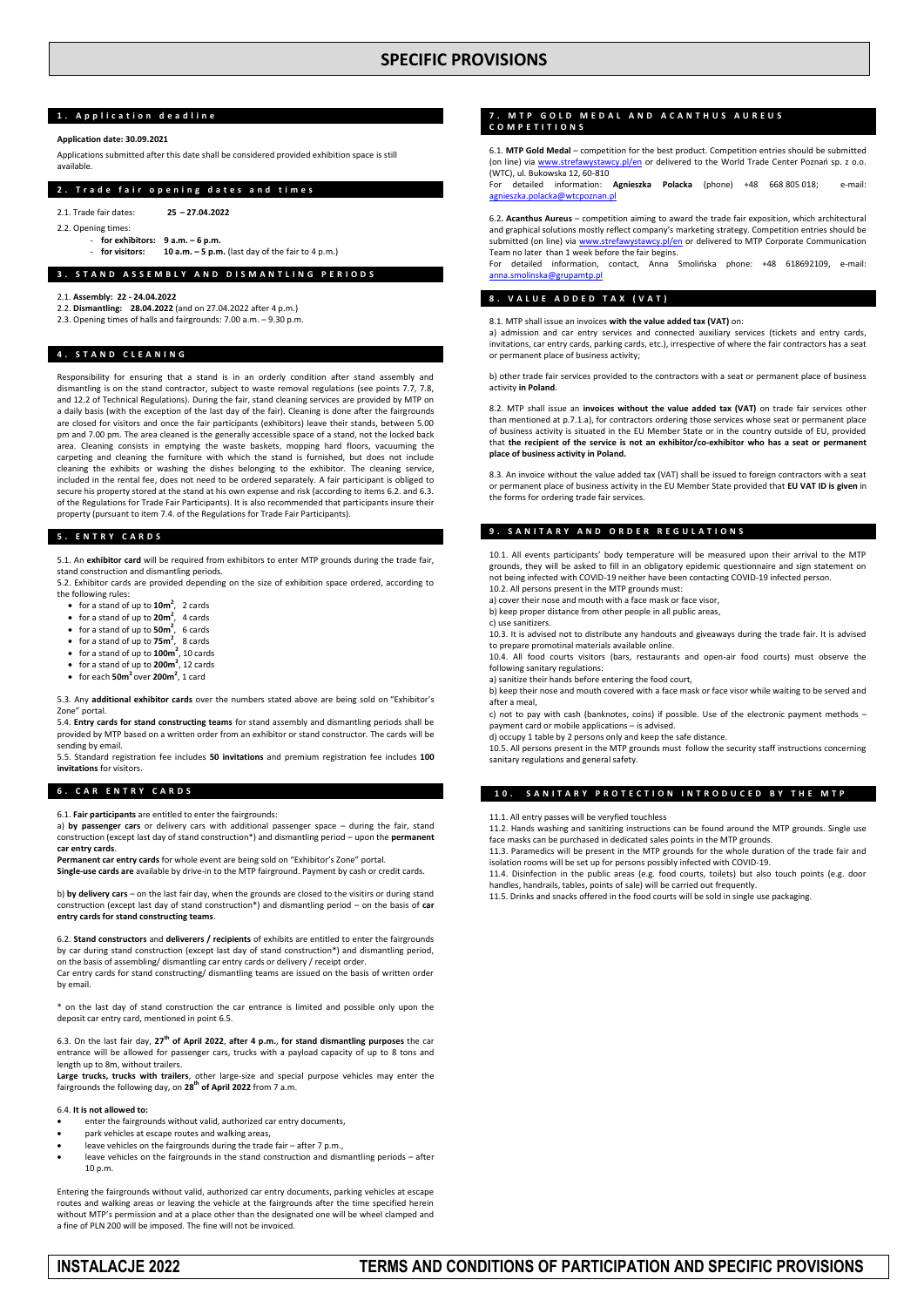# SPECIFIC PROVISIONS

## 1. Application deadline

**Application date: 30.09.2021**

Applications submitted after this date shall be considered provided exhibition space is still available.

## 2. Trade fair opening dates and times

2.1. Trade fair dates: **25 – 27.04.2022**

2.2. Opening times:

- **for exhibitors: 9 a.m. – 6 p.m.**
- **for visitors: 10 a.m. – 5 p.m.** (last day of the fair to 4 p.m.)

## 3. Stand assembly and dismantling periods

2.1. **Assembly: 22 - 24.04.2022**

2.2. **Dismantling: 28.04.2022** (and on 27.04.2022 after 4 p.m.)

2.3. Opening times of halls and fairgrounds: 7.00 a.m. – 9.30 p.m.

## 4. Stand cleaning

Responsibility for ensuring that a stand is in an orderly condition after stand assembly and dismantling is on the stand contractor, subject to waste removal regulations (see points 7.7, 7.8, and 12.2 of Technical Regulations). During the fair, stand cleaning services are provided by MTP on a daily basis (with the exception of the last day of the fair). Cleaning is done after the fairgrounds are closed for visitors and once the fair participants (exhibitors) leave their stands, between 5.00 pm and 7.00 pm. The area cleaned is the generally accessible space of a stand, not the locked back area. Cleaning consists in emptying the waste baskets, mopping hard floors, vacuuming the carpeting and cleaning the furniture with which the stand is furnished, but does not include cleaning the exhibits or washing the dishes belonging to the exhibitor. The cleaning service, included in the rental fee, does not need to be ordered separately. A fair participant is obliged to secure his property stored at the stand at his own expense and risk (according to items 6.2. and 6.3. of the Regulations for Trade Fair Participants). It is also recommended that participants insure their property (pursuant to item 7.4. of the Regulations for Trade Fair Participants).

## 5. Entry cards

5.1. An **exhibitor card** will be required from exhibitors to enter MTP grounds during the trade fair, stand construction and dismantling periods.

5.2. Exhibitor cards are provided depending on the size of exhibition space ordered, according to the following rules:

- for a stand of up to **10m²**, 2 cards
- for a stand of up to **20m²**, 4 cards
- for a stand of up to **50m²**, 6 cards
- for a stand of up to **75m²**, 8 cards
- for a stand of up to **100m²**, 10 cards
- for a stand of up to **200m²**, 12 cards
- for each **50m²** over **200m²**, 1 card

5.3. Any **additional exhibitor cards** over the numbers stated above are being sold on "Exhibitor's Zone" portal.

5.4. **Entry cards for stand constructing teams** for stand assembly and dismantling periods shall be provided by MTP based on a written order from an exhibitor or stand constructor. The cards will be sending by email.

5.5. Standard registration fee includes **50 invitations** and premium registration fee includes **100 invitations** for visitors.

## 6. Car entry cards

6.1. **Fair participants** are entitled to enter the fairgrounds:

a) **by passenger cars** or delivery cars with additional passenger space – during the fair, stand construction (except last day of stand construction*) and dismantling period – upon the **permanent car entry cards**.

**Permanent car entry cards** for whole event are being sold on "Exhibitor's Zone" portal.

**Single-use cards are** available by drive-in to the MTP fairground. Payment by cash or credit cards.

b) **by delivery cars** – on the last fair day, when the grounds are closed to the visitirs or during stand construction (except last day of stand construction*) and dismantling period – on the basis of **car entry cards for stand constructing teams**.

6.2. **Stand constructors** and **deliverers / recipients** of exhibits are entitled to enter the fairgrounds by car during stand construction (except last day of stand construction*) and dismantling period, on the basis of assembling/ dismantling car entry cards or delivery / receipt order.

Car entry cards for stand constructing/ dismantling teams are issued on the basis of written order by email.

* on the last day of stand construction the car entrance is limited and possible only upon the deposit car entry card, mentioned in point 6.5.

6.3. On the last fair day, **27th of April 2022**, **after 4 p.m.**, **for stand dismantling purposes** the car entrance will be allowed for passenger cars, trucks with a payload capacity of up to 8 tons and length up to 8m, without trailers.

**Large trucks, trucks with trailers**, other large-size and special purpose vehicles may enter the fairgrounds the following day, on **28th of April 2022** from 7 a.m.

6.4. **It is not allowed to:**

- enter the fairgrounds without valid, authorized car entry documents,
- park vehicles at escape routes and walking areas,
- leave vehicles on the fairgrounds during the trade fair – after 7 p.m.,
- leave vehicles on the fairgrounds in the stand construction and dismantling periods – after 10 p.m.

Entering the fairgrounds without valid, authorized car entry documents, parking vehicles at escape routes and walking areas or leaving the vehicle at the fairgrounds after the time specified herein without MTP's permission and at a place other than the designated one will be wheel clamped and a fine of PLN 200 will be imposed. The fine will not be invoiced.

## 7. MTP Gold Medal and Acanthus Aureus competitions

6.1. **MTP Gold Medal** – competition for the best product. Competition entries should be submitted (on line) via www.strefawystawcy.pl/en or delivered to the World Trade Center Poznań sp. z o.o. (WTC), ul. Bukowska 12, 60-810

For detailed information: **Agnieszka Polacka** (phone) +48 668 805 018; e-mail: agnieszka.polacka@wtcpoznan.pl

6.2**. Acanthus Aureus** – competition aiming to award the trade fair exposition, which architectural and graphical solutions mostly reflect company's marketing strategy. Competition entries should be submitted (on line) via www.strefawystawcy.pl/en or delivered to MTP Corporate Communication Team no later than 1 week before the fair begins.

For detailed information, contact, Anna Smolińska phone: +48 618692109, e-mail: anna.smolinska@grupamtp.pl

## 8. Value added tax (VAT)

8.1. MTP shall issue an invoices **with the value added tax (VAT)** on:

a) admission and car entry services and connected auxiliary services (tickets and entry cards, invitations, car entry cards, parking cards, etc.), irrespective of where the fair contractors has a seat or permanent place of business activity;

b) other trade fair services provided to the contractors with a seat or permanent place of business activity **in Poland**.

8.2. MTP shall issue an **invoices without the value added tax (VAT)** on trade fair services other than mentioned at p.7.1.a), for contractors ordering those services whose seat or permanent place of business activity is situated in the EU Member State or in the country outside of EU, provided that **the recipient of the service is not an exhibitor/co-exhibitor who has a seat or permanent place of business activity in Poland.**

8.3. An invoice without the value added tax (VAT) shall be issued to foreign contractors with a seat or permanent place of business activity in the EU Member State provided that **EU VAT ID is given** in the forms for ordering trade fair services.

## 9. Sanitary and order regulations

10.1. All events participants' body temperature will be measured upon their arrival to the MTP grounds, they will be asked to fill in an obligatory epidemic questionnaire and sign statement on not being infected with COVID-19 neither have been contacting COVID-19 infected person.

10.2. All persons present in the MTP grounds must:

a) cover their nose and mouth with a face mask or face visor,

b) keep proper distance from other people in all public areas,

c) use sanitizers.

10.3. It is advised not to distribute any handouts and giveaways during the trade fair. It is advised to prepare promotional materials available online.

10.4. All food courts visitors (bars, restaurants and open-air food courts) must observe the following sanitary regulations:

a) sanitize their hands before entering the food court,

b) keep their nose and mouth covered with a face mask or face visor while waiting to be served and after a meal,

c) not to pay with cash (banknotes, coins) if possible. Use of the electronic payment methods – payment card or mobile applications – is advised.

d) occupy 1 table by 2 persons only and keep the safe distance.

10.5. All persons present in the MTP grounds must follow the security staff instructions concerning sanitary regulations and general safety.

## 10. Sanitary protection introduced by the MTP

11.1. All entry passes will be veryfied touchless

11.2. Hands washing and sanitizing instructions can be found around the MTP grounds. Single use face masks can be purchased in dedicated sales points in the MTP grounds.

11.3. Paramedics will be present in the MTP grounds for the whole duration of the trade fair and isolation rooms will be set up for persons possibly infected with COVID-19.

11.4. Disinfection in the public areas (e.g. food courts, toilets) but also touch points (e.g. door handles, handrails, tables, points of sale) will be carried out frequently.

11.5. Drinks and snacks offered in the food courts will be sold in single use packaging.